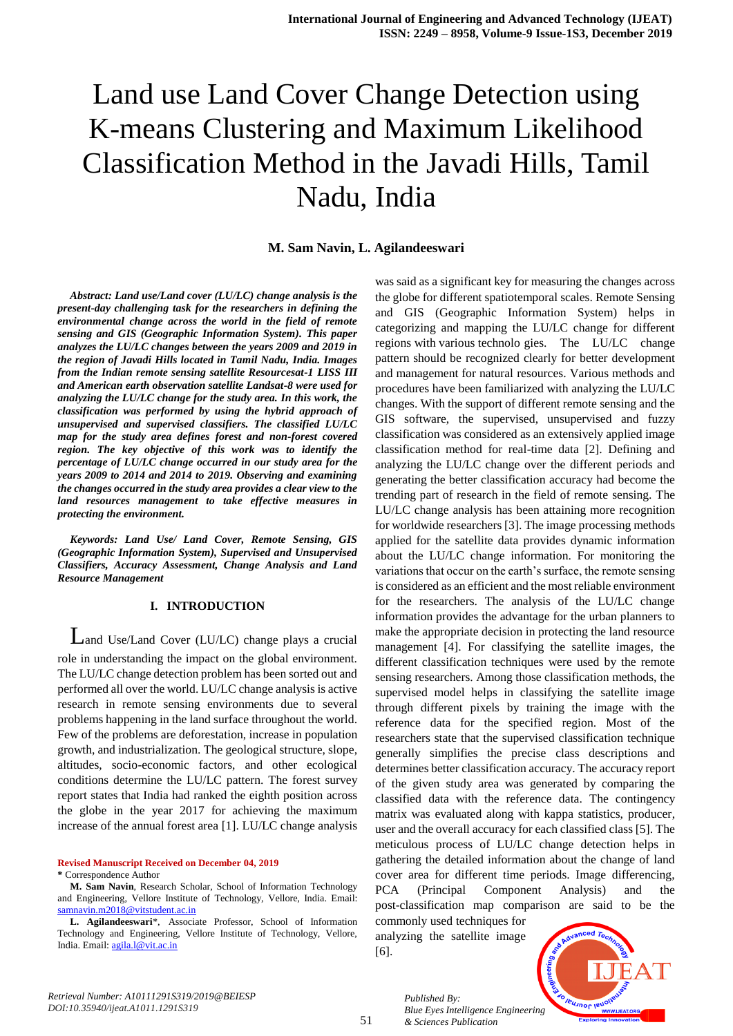# Land use Land Cover Change Detection using K-means Clustering and Maximum Likelihood Classification Method in the Javadi Hills, Tamil Nadu, India

**M. Sam Navin, L. Agilandeeswari**

***Abstract: Land use/Land cover (LU/LC) change analysis is the present-day challenging task for the researchers in defining the environmental change across the world in the field of remote sensing and GIS (Geographic Information System). This paper analyzes the LU/LC changes between the years 2009 and 2019 in the region of Javadi Hills located in Tamil Nadu, India. Images from the Indian remote sensing satellite Resourcesat-1 LISS III and American earth observation satellite Landsat-8 were used for analyzing the LU/LC change for the study area. In this work, the classification was performed by using the hybrid approach of unsupervised and supervised classifiers. The classified LU/LC map for the study area defines forest and non-forest covered region. The key objective of this work is to identify the percentage of LU/LC change occurred in our study area for the years 2009 to 2014 and 2014 to 2019. Observing and examining the changes occurred in the study area provides a clear view to the land resources management to take effective measures in protecting the environment.***

***Keywords: Land Use/ Land Cover, Remote Sensing, GIS (Geographic Information System), Supervised and Unsupervised Classifiers, Accuracy Assessment, Change Analysis and Land Resource Management***

## I. INTRODUCTION

Land Use/Land Cover (LU/LC) change plays a crucial role in understanding the impact on the global environment. The LU/LC change detection problem has been sorted out and performed all over the world. LU/LC change analysis is active research in remote sensing environments due to several problems happening in the land surface throughout the world. Few of the problems are deforestation, increase in population growth, and industrialization. The geological structure, slope, altitudes, socio-economic factors, and other ecological conditions determine the LU/LC pattern. The forest survey report states that India had ranked the eighth position across the globe in the year 2017 for achieving the maximum increase of the annual forest area [1]. LU/LC change analysis was said as a significant key for measuring the changes across the globe for different spatiotemporal scales. Remote Sensing and GIS (Geographic Information System) helps in categorizing and mapping the LU/LC change for different regions with various technolo gies. The LU/LC change pattern should be recognized clearly for better development and management for natural resources. Various methods and procedures have been familiarized with analyzing the LU/LC changes. With the support of different remote sensing and the GIS software, the supervised, unsupervised and fuzzy classification was considered as an extensively applied image classification method for real-time data [2]. Defining and analyzing the LU/LC change over the different periods and generating the better classification accuracy had become the trending part of research in the field of remote sensing. The LU/LC change analysis has been attaining more recognition for worldwide researchers [3]. The image processing methods applied for the satellite data provides dynamic information about the LU/LC change information. For monitoring the variations that occur on the earth's surface, the remote sensing is considered as an efficient and the most reliable environment for the researchers. The analysis of the LU/LC change information provides the advantage for the urban planners to make the appropriate decision in protecting the land resource management [4]. For classifying the satellite images, the different classification techniques were used by the remote sensing researchers. Among those classification methods, the supervised model helps in classifying the satellite image through different pixels by training the image with the reference data for the specified region. Most of the researchers state that the supervised classification technique generally simplifies the precise class descriptions and determines better classification accuracy. The accuracy report of the given study area was generated by comparing the classified data with the reference data. The contingency matrix was evaluated along with kappa statistics, producer, user and the overall accuracy for each classified class [5]. The meticulous process of LU/LC change detection helps in gathering the detailed information about the change of land cover area for different time periods. Image differencing, PCA (Principal Component Analysis) and the post-classification map comparison are said to be the commonly used techniques for analyzing the satellite image [6].

**Revised Manuscript Received on December 04, 2019**

**\*** Correspondence Author

**M. Sam Navin**, Research Scholar, School of Information Technology and Engineering, Vellore Institute of Technology, Vellore, India. Email: samnavin.m2018@vitstudent.ac.in

**L. Agilandeeswari\***, Associate Professor, School of Information Technology and Engineering, Vellore Institute of Technology, Vellore, India. Email: agila.l@vit.ac.in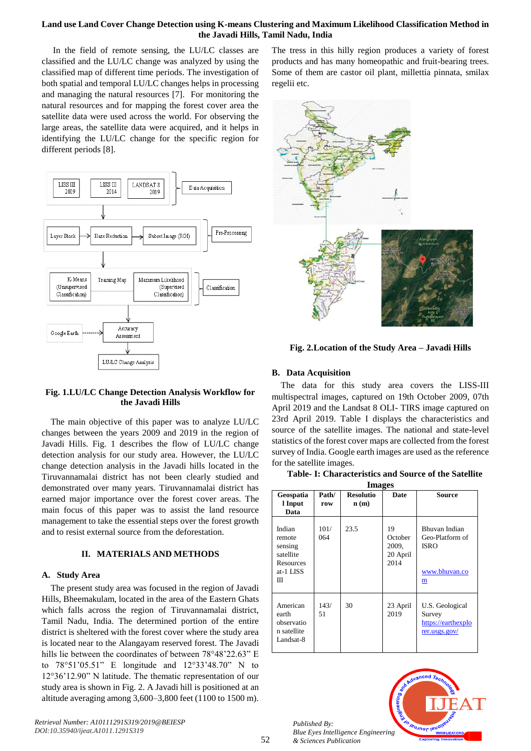In the field of remote sensing, the LU/LC classes are classified and the LU/LC change was analyzed by using the classified map of different time periods. The investigation of both spatial and temporal LU/LC changes helps in processing and managing the natural resources [7]. For monitoring the natural resources and for mapping the forest cover area the satellite data were used across the world. For observing the large areas, the satellite data were acquired, and it helps in identifying the LU/LC change for the specific region for different periods [8].

**Fig. 1.LU/LC Change Detection Analysis Workflow for the Javadi Hills**

The main objective of this paper was to analyze LU/LC changes between the years 2009 and 2019 in the region of Javadi Hills. Fig. 1 describes the flow of LU/LC change detection analysis for our study area. However, the LU/LC change detection analysis in the Javadi hills located in the Tiruvannamalai district has not been clearly studied and demonstrated over many years. Tiruvannamalai district has earned major importance over the forest cover areas. The main focus of this paper was to assist the land resource management to take the essential steps over the forest growth and to resist external source from the deforestation.

## II. MATERIALS AND METHODS

### A. Study Area

The present study area was focused in the region of Javadi Hills, Bheemakulam, located in the area of the Eastern Ghats which falls across the region of Tiruvannamalai district, Tamil Nadu, India. The determined portion of the entire district is sheltered with the forest cover where the study area is located near to the Alangayam reserved forest. The Javadi hills lie between the coordinates of between 78°48'22.63" E to 78°51'05.51" E longitude and 12°33'48.70" N to 12°36'12.90" N latitude. The thematic representation of our study area is shown in Fig. 2. A Javadi hill is positioned at an altitude averaging among 3,600–3,800 feet (1100 to 1500 m). The tress in this hilly region produces a variety of forest products and has many homeopathic and fruit-bearing trees. Some of them are castor oil plant, millettia pinnata, smilax regelii etc.

**Fig. 2.Location of the Study Area – Javadi Hills**

### B. Data Acquisition

The data for this study area covers the LISS-III multispectral images, captured on 19th October 2009, 07th April 2019 and the Landsat 8 OLI- TIRS image captured on 23rd April 2019. Table I displays the characteristics and source of the satellite images. The national and state-level statistics of the forest cover maps are collected from the forest survey of India. Google earth images are used as the reference for the satellite images.

**Table- I: Characteristics and Source of the Satellite Images**

| Geospatial Input Data | Path/ row | Resolution (m) | Date | Source |
|---|---|---|---|---|
| Indian remote sensing satellite Resources at-1 LISS III | 101/ 064 | 23.5 | 19 October 2009, 20 April 2014 | Bhuvan Indian Geo-Platform of ISRO www.bhuvan.com |
| American earth observation satellite Landsat-8 | 143/ 51 | 30 | 23 April 2019 | U.S. Geological Survey https://earthexplorer.usgs.gov/ |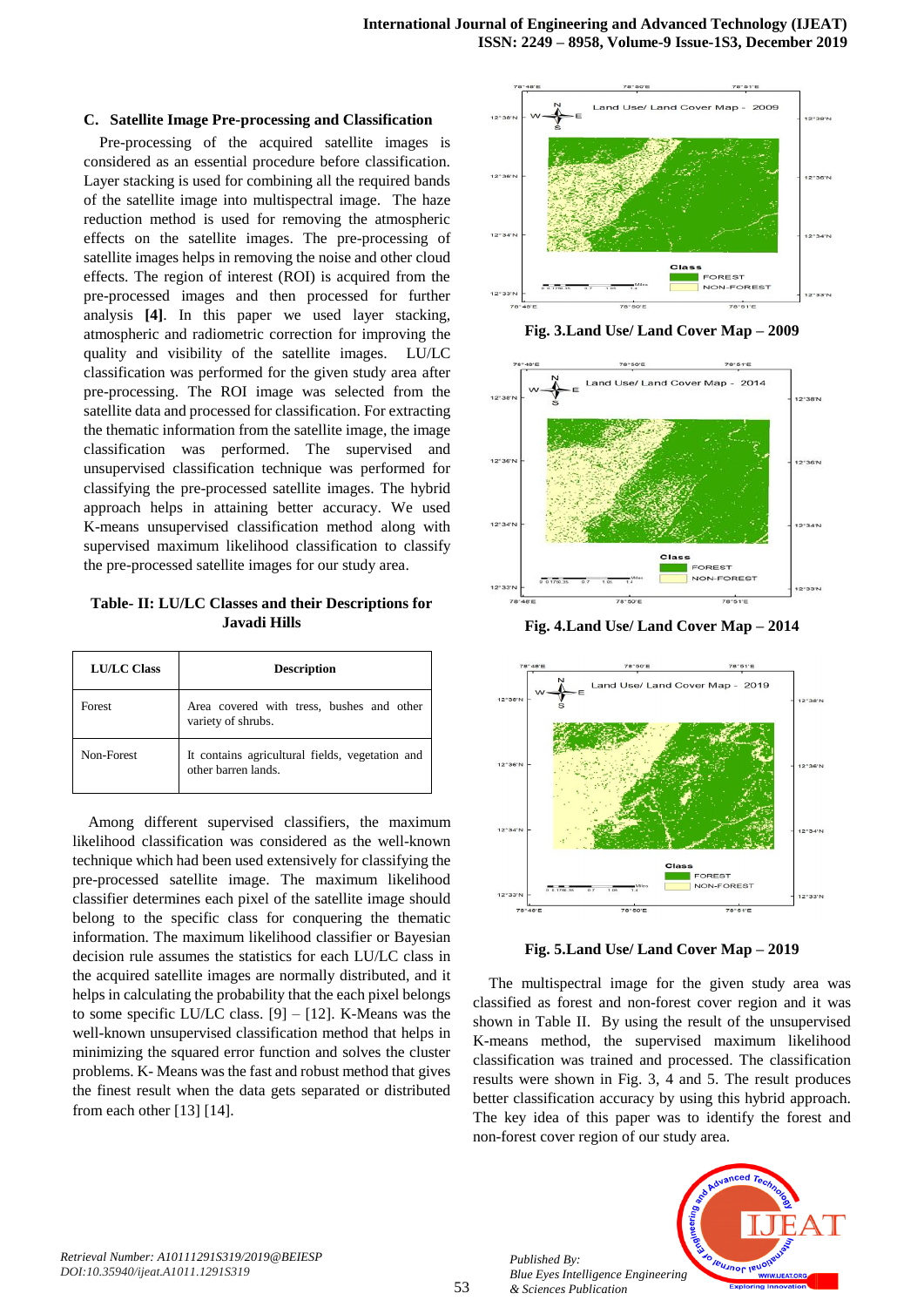### C. Satellite Image Pre-processing and Classification

Pre-processing of the acquired satellite images is considered as an essential procedure before classification. Layer stacking is used for combining all the required bands of the satellite image into multispectral image. The haze reduction method is used for removing the atmospheric effects on the satellite images. The pre-processing of satellite images helps in removing the noise and other cloud effects. The region of interest (ROI) is acquired from the pre-processed images and then processed for further analysis **[4]**. In this paper we used layer stacking, atmospheric and radiometric correction for improving the quality and visibility of the satellite images. LU/LC classification was performed for the given study area after pre-processing. The ROI image was selected from the satellite data and processed for classification. For extracting the thematic information from the satellite image, the image classification was performed. The supervised and unsupervised classification technique was performed for classifying the pre-processed satellite images. The hybrid approach helps in attaining better accuracy. We used K-means unsupervised classification method along with supervised maximum likelihood classification to classify the pre-processed satellite images for our study area.

**Table- II: LU/LC Classes and their Descriptions for Javadi Hills**

| LU/LC Class | Description |
| --- | --- |
| Forest | Area covered with tress, bushes and other variety of shrubs. |
| Non-Forest | It contains agricultural fields, vegetation and other barren lands. |

Among different supervised classifiers, the maximum likelihood classification was considered as the well-known technique which had been used extensively for classifying the pre-processed satellite image. The maximum likelihood classifier determines each pixel of the satellite image should belong to the specific class for conquering the thematic information. The maximum likelihood classifier or Bayesian decision rule assumes the statistics for each LU/LC class in the acquired satellite images are normally distributed, and it helps in calculating the probability that the each pixel belongs to some specific LU/LC class. [9] – [12]. K-Means was the well-known unsupervised classification method that helps in minimizing the squared error function and solves the cluster problems. K- Means was the fast and robust method that gives the finest result when the data gets separated or distributed from each other [13] [14].

**Fig. 3.Land Use/ Land Cover Map – 2009**

**Fig. 4.Land Use/ Land Cover Map – 2014**

**Fig. 5.Land Use/ Land Cover Map – 2019**

The multispectral image for the given study area was classified as forest and non-forest cover region and it was shown in Table II. By using the result of the unsupervised K-means method, the supervised maximum likelihood classification was trained and processed. The classification results were shown in Fig. 3, 4 and 5. The result produces better classification accuracy by using this hybrid approach. The key idea of this paper was to identify the forest and non-forest cover region of our study area.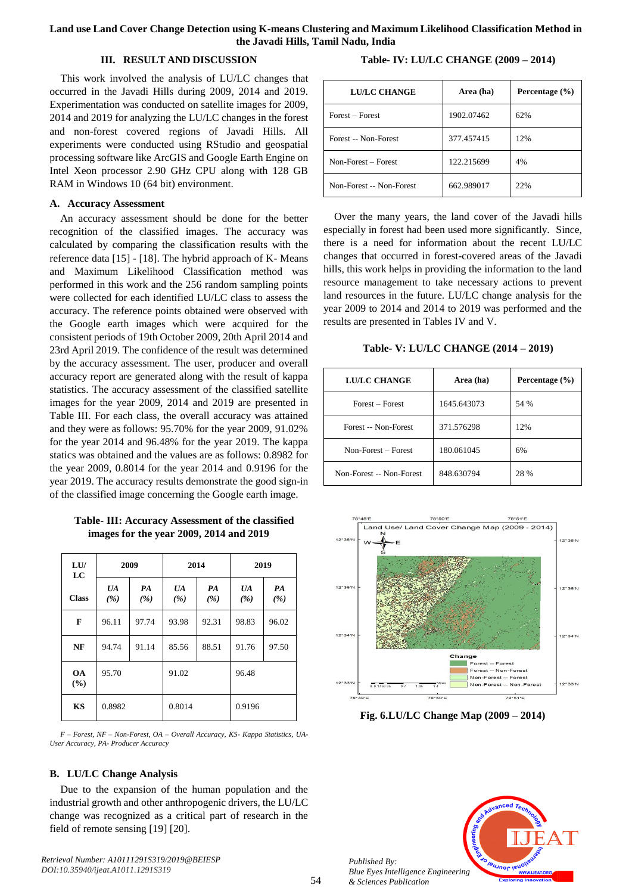## III. RESULT AND DISCUSSION

This work involved the analysis of LU/LC changes that occurred in the Javadi Hills during 2009, 2014 and 2019. Experimentation was conducted on satellite images for 2009, 2014 and 2019 for analyzing the LU/LC changes in the forest and non-forest covered regions of Javadi Hills. All experiments were conducted using RStudio and geospatial processing software like ArcGIS and Google Earth Engine on Intel Xeon processor 2.90 GHz CPU along with 128 GB RAM in Windows 10 (64 bit) environment.

### A. Accuracy Assessment

An accuracy assessment should be done for the better recognition of the classified images. The accuracy was calculated by comparing the classification results with the reference data [15] - [18]. The hybrid approach of K- Means and Maximum Likelihood Classification method was performed in this work and the 256 random sampling points were collected for each identified LU/LC class to assess the accuracy. The reference points obtained were observed with the Google earth images which were acquired for the consistent periods of 19th October 2009, 20th April 2014 and 23rd April 2019. The confidence of the result was determined by the accuracy assessment. The user, producer and overall accuracy report are generated along with the result of kappa statistics. The accuracy assessment of the classified satellite images for the year 2009, 2014 and 2019 are presented in Table III. For each class, the overall accuracy was attained and they were as follows: 95.70% for the year 2009, 91.02% for the year 2014 and 96.48% for the year 2019. The kappa statics was obtained and the values are as follows: 0.8982 for the year 2009, 0.8014 for the year 2014 and 0.9196 for the year 2019. The accuracy results demonstrate the good sign-in of the classified image concerning the Google earth image.

**Table- III: Accuracy Assessment of the classified images for the year 2009, 2014 and 2019**

| LU/ LC Class | 2009 | | 2014 | | 2019 | |
|---|---|---|---|---|---|---|
| | *UA (%)* | *PA (%)* | *UA (%)* | *PA (%)* | *UA (%)* | *PA (%)* |
| **F** | 96.11 | 97.74 | 93.98 | 92.31 | 98.83 | 96.02 |
| **NF** | 94.74 | 91.14 | 85.56 | 88.51 | 91.76 | 97.50 |
| **OA (%)** | 95.70 | | 91.02 | | 96.48 | |
| **KS** | 0.8982 | | 0.8014 | | 0.9196 | |

*F – Forest, NF – Non-Forest, OA – Overall Accuracy, KS- Kappa Statistics, UA- User Accuracy, PA- Producer Accuracy*

### B. LU/LC Change Analysis

Due to the expansion of the human population and the industrial growth and other anthropogenic drivers, the LU/LC change was recognized as a critical part of research in the field of remote sensing [19] [20].

**Table- IV: LU/LC CHANGE (2009 – 2014)**

| LU/LC CHANGE | Area (ha) | Percentage (%) |
|---|---|---|
| Forest – Forest | 1902.07462 | 62% |
| Forest -- Non-Forest | 377.457415 | 12% |
| Non-Forest – Forest | 122.215699 | 4% |
| Non-Forest -- Non-Forest | 662.989017 | 22% |

Over the many years, the land cover of the Javadi hills especially in forest had been used more significantly. Since, there is a need for information about the recent LU/LC changes that occurred in forest-covered areas of the Javadi hills, this work helps in providing the information to the land resource management to take necessary actions to prevent land resources in the future. LU/LC change analysis for the year 2009 to 2014 and 2014 to 2019 was performed and the results are presented in Tables IV and V.

**Table- V: LU/LC CHANGE (2014 – 2019)**

| LU/LC CHANGE | Area (ha) | Percentage (%) |
|---|---|---|
| Forest – Forest | 1645.643073 | 54 % |
| Forest -- Non-Forest | 371.576298 | 12% |
| Non-Forest – Forest | 180.061045 | 6% |
| Non-Forest -- Non-Forest | 848.630794 | 28 % |

**Fig. 6.LU/LC Change Map (2009 – 2014)**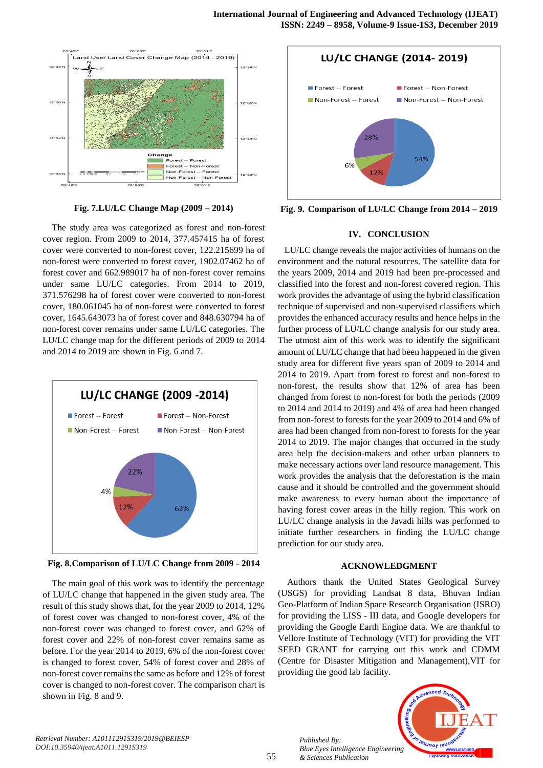Fig. 7.LU/LC Change Map (2009 – 2014)

The study area was categorized as forest and non-forest cover region. From 2009 to 2014, 377.457415 ha of forest cover were converted to non-forest cover, 122.215699 ha of non-forest were converted to forest cover, 1902.07462 ha of forest cover and 662.989017 ha of non-forest cover remains under same LU/LC categories. From 2014 to 2019, 371.576298 ha of forest cover were converted to non-forest cover, 180.061045 ha of non-forest were converted to forest cover, 1645.643073 ha of forest cover and 848.630794 ha of non-forest cover remains under same LU/LC categories. The LU/LC change map for the different periods of 2009 to 2014 and 2014 to 2019 are shown in Fig. 6 and 7.

Fig. 8.Comparison of LU/LC Change from 2009 - 2014

The main goal of this work was to identify the percentage of LU/LC change that happened in the given study area. The result of this study shows that, for the year 2009 to 2014, 12% of forest cover was changed to non-forest cover, 4% of the non-forest cover was changed to forest cover, and 62% of forest cover and 22% of non-forest cover remains same as before. For the year 2014 to 2019, 6% of the non-forest cover is changed to forest cover, 54% of forest cover and 28% of non-forest cover remains the same as before and 12% of forest cover is changed to non-forest cover. The comparison chart is shown in Fig. 8 and 9.

Fig. 9. Comparison of LU/LC Change from 2014 – 2019

## IV. CONCLUSION

LU/LC change reveals the major activities of humans on the environment and the natural resources. The satellite data for the years 2009, 2014 and 2019 had been pre-processed and classified into the forest and non-forest covered region. This work provides the advantage of using the hybrid classification technique of supervised and non-supervised classifiers which provides the enhanced accuracy results and hence helps in the further process of LU/LC change analysis for our study area. The utmost aim of this work was to identify the significant amount of LU/LC change that had been happened in the given study area for different five years span of 2009 to 2014 and 2014 to 2019. Apart from forest to forest and non-forest to non-forest, the results show that 12% of area has been changed from forest to non-forest for both the periods (2009 to 2014 and 2014 to 2019) and 4% of area had been changed from non-forest to forests for the year 2009 to 2014 and 6% of area had been changed from non-forest to forests for the year 2014 to 2019. The major changes that occurred in the study area help the decision-makers and other urban planners to make necessary actions over land resource management. This work provides the analysis that the deforestation is the main cause and it should be controlled and the government should make awareness to every human about the importance of having forest cover areas in the hilly region. This work on LU/LC change analysis in the Javadi hills was performed to initiate further researchers in finding the LU/LC change prediction for our study area.

## ACKNOWLEDGMENT

Authors thank the United States Geological Survey (USGS) for providing Landsat 8 data, Bhuvan Indian Geo-Platform of Indian Space Research Organisation (ISRO) for providing the LISS - III data, and Google developers for providing the Google Earth Engine data. We are thankful to Vellore Institute of Technology (VIT) for providing the VIT SEED GRANT for carrying out this work and CDMM (Centre for Disaster Mitigation and Management),VIT for providing the good lab facility.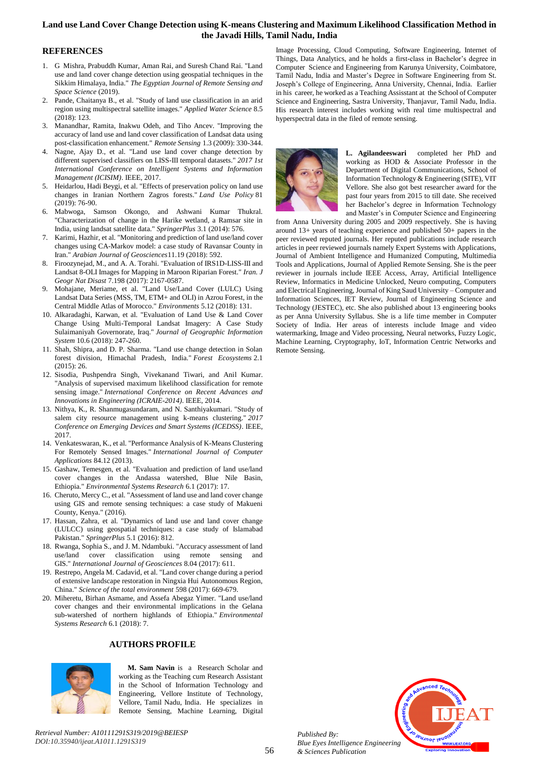## REFERENCES

1. G Mishra, Prabuddh Kumar, Aman Rai, and Suresh Chand Rai. "Land use and land cover change detection using geospatial techniques in the Sikkim Himalaya, India." *The Egyptian Journal of Remote Sensing and Space Science* (2019).
2. Pande, Chaitanya B., et al. "Study of land use classification in an arid region using multispectral satellite images." *Applied Water Science* 8.5 (2018): 123.
3. Manandhar, Ramita, Inakwu Odeh, and Tiho Ancev. "Improving the accuracy of land use and land cover classification of Landsat data using post-classification enhancement." *Remote Sensing* 1.3 (2009): 330-344.
4. Nagne, Ajay D., et al. "Land use land cover change detection by different supervised classifiers on LISS-III temporal datasets." *2017 1st International Conference on Intelligent Systems and Information Management (ICISIM)*. IEEE, 2017.
5. Heidarlou, Hadi Beygi, et al. "Effects of preservation policy on land use changes in Iranian Northern Zagros forests." *Land Use Policy* 81 (2019): 76-90.
6. Mabwoga, Samson Okongo, and Ashwani Kumar Thukral. "Characterization of change in the Harike wetland, a Ramsar site in India, using landsat satellite data." *SpringerPlus* 3.1 (2014): 576.
7. Karimi, Hazhir, et al. "Monitoring and prediction of land use/land cover changes using CA-Markov model: a case study of Ravansar County in Iran." *Arabian Journal of Geosciences*11.19 (2018): 592.
8. Firoozynejad, M., and A. A. Torahi. "Evaluation of IRS1D-LISS-III and Landsat 8-OLI Images for Mapping in Maroon Riparian Forest." *Iran. J Geogr Nat Disast* 7.198 (2017): 2167-0587.
9. Mohajane, Meriame, et al. "Land Use/Land Cover (LULC) Using Landsat Data Series (MSS, TM, ETM+ and OLI) in Azrou Forest, in the Central Middle Atlas of Morocco." *Environments* 5.12 (2018): 131.
10. Alkaradaghi, Karwan, et al. "Evaluation of Land Use & Land Cover Change Using Multi-Temporal Landsat Imagery: A Case Study Sulaimaniyah Governorate, Iraq." *Journal of Geographic Information System* 10.6 (2018): 247-260.
11. Shah, Shipra, and D. P. Sharma. "Land use change detection in Solan forest division, Himachal Pradesh, India." *Forest Ecosystems* 2.1 (2015): 26.
12. Sisodia, Pushpendra Singh, Vivekanand Tiwari, and Anil Kumar. "Analysis of supervised maximum likelihood classification for remote sensing image." *International Conference on Recent Advances and Innovations in Engineering (ICRAIE-2014)*. IEEE, 2014.
13. Nithya, K., R. Shanmugasundaram, and N. Santhiyakumari. "Study of salem city resource management using k-means clustering." *2017 Conference on Emerging Devices and Smart Systems (ICEDSS)*. IEEE, 2017.
14. Venkateswaran, K., et al. "Performance Analysis of K-Means Clustering For Remotely Sensed Images." *International Journal of Computer Applications* 84.12 (2013).
15. Gashaw, Temesgen, et al. "Evaluation and prediction of land use/land cover changes in the Andassa watershed, Blue Nile Basin, Ethiopia." *Environmental Systems Research* 6.1 (2017): 17.
16. Cheruto, Mercy C., et al. "Assessment of land use and land cover change using GIS and remote sensing techniques: a case study of Makueni County, Kenya." (2016).
17. Hassan, Zahra, et al. "Dynamics of land use and land cover change (LULCC) using geospatial techniques: a case study of Islamabad Pakistan." *SpringerPlus* 5.1 (2016): 812.
18. Rwanga, Sophia S., and J. M. Ndambuki. "Accuracy assessment of land use/land cover classification using remote sensing and GIS." *International Journal of Geosciences* 8.04 (2017): 611.
19. Restrepo, Angela M. Cadavid, et al. "Land cover change during a period of extensive landscape restoration in Ningxia Hui Autonomous Region, China." *Science of the total environment* 598 (2017): 669-679.
20. Miheretu, Birhan Asmame, and Assefa Abegaz Yimer. "Land use/land cover changes and their environmental implications in the Gelana sub-watershed of northern highlands of Ethiopia." *Environmental Systems Research* 6.1 (2018): 7.

## AUTHORS PROFILE

**M. Sam Navin** is a Research Scholar and working as the Teaching cum Research Assistant in the School of Information Technology and Engineering, Vellore Institute of Technology, Vellore, Tamil Nadu, India. He specializes in Remote Sensing, Machine Learning, Digital Image Processing, Cloud Computing, Software Engineering, Internet of Things, Data Analytics, and he holds a first-class in Bachelor's degree in Computer Science and Engineering from Karunya University, Coimbatore, Tamil Nadu, India and Master's Degree in Software Engineering from St. Joseph's College of Engineering, Anna University, Chennai, India. Earlier in his career, he worked as a Teaching Assistant at the School of Computer Science and Engineering, Sastra University, Thanjavur, Tamil Nadu, India. His research interest includes working with real time multispectral and hyperspectral data in the filed of remote sensing.

**L. Agilandeeswari** completed her PhD and working as HOD & Associate Professor in the Department of Digital Communications, School of Information Technology & Engineering (SITE), VIT Vellore. She also got best researcher award for the past four years from 2015 to till date. She received her Bachelor's degree in Information Technology and Master's in Computer Science and Engineering from Anna University during 2005 and 2009 respectively. She is having around 13+ years of teaching experience and published 50+ papers in the peer reviewed reputed journals. Her reputed publications include research articles in peer reviewed journals namely Expert Systems with Applications, Journal of Ambient Intelligence and Humanized Computing, Multimedia Tools and Applications, Journal of Applied Remote Sensing. She is the peer reviewer in journals include IEEE Access, Array, Artificial Intelligence Review, Informatics in Medicine Unlocked, Neuro computing, Computers and Electrical Engineering, Journal of King Saud University – Computer and Information Sciences, IET Review, Journal of Engineering Science and Technology (JESTEC), etc. She also published about 13 engineering books as per Anna University Syllabus. She is a life time member in Computer Society of India. Her areas of interests include Image and video watermarking, Image and Video processing, Neural networks, Fuzzy Logic, Machine Learning, Cryptography, IoT, Information Centric Networks and Remote Sensing.